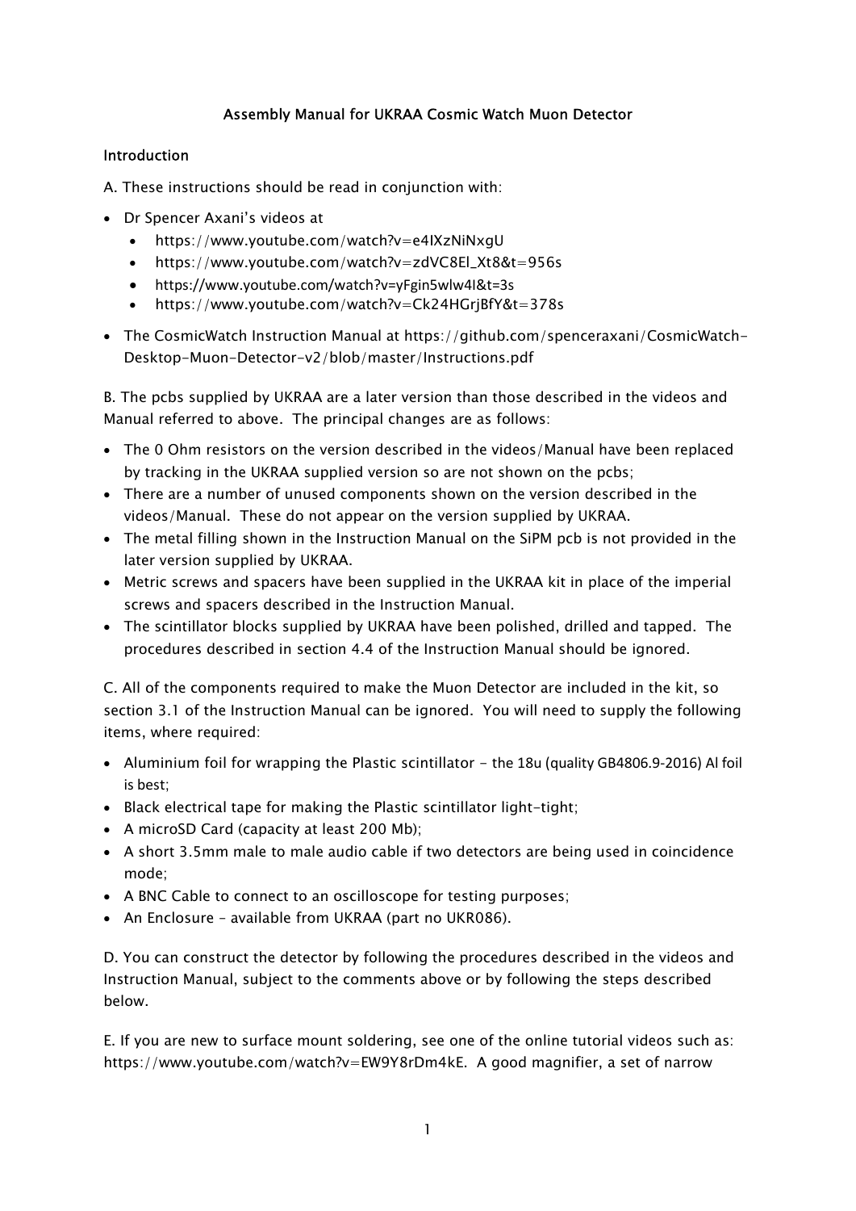# Assembly Manual for UKRAA Cosmic Watch Muon Detector

## Introduction

A. These instructions should be read in conjunction with:

- Dr Spencer Axani's videos at
  - https://www.youtube.com/watch?v=e4IXzNiNxgU
  - https://www.youtube.com/watch?v=zdVC8El_Xt8&t=956s
  - https://www.youtube.com/watch?v=yFgin5wlw4I&t=3s
  - https://www.youtube.com/watch?v=Ck24HGrjBfY&t=378s
- The CosmicWatch Instruction Manual at https://github.com/spenceraxani/CosmicWatch-Desktop-Muon-Detector-v2/blob/master/Instructions.pdf

B. The pcbs supplied by UKRAA are a later version than those described in the videos and Manual referred to above. The principal changes are as follows:

- The 0 Ohm resistors on the version described in the videos/Manual have been replaced by tracking in the UKRAA supplied version so are not shown on the pcbs;
- There are a number of unused components shown on the version described in the videos/Manual. These do not appear on the version supplied by UKRAA.
- The metal filling shown in the Instruction Manual on the SiPM pcb is not provided in the later version supplied by UKRAA.
- Metric screws and spacers have been supplied in the UKRAA kit in place of the imperial screws and spacers described in the Instruction Manual.
- The scintillator blocks supplied by UKRAA have been polished, drilled and tapped. The procedures described in section 4.4 of the Instruction Manual should be ignored.

C. All of the components required to make the Muon Detector are included in the kit, so section 3.1 of the Instruction Manual can be ignored. You will need to supply the following items, where required:

- Aluminium foil for wrapping the Plastic scintillator - the 18u (quality GB4806.9-2016) Al foil is best;
- Black electrical tape for making the Plastic scintillator light-tight;
- A microSD Card (capacity at least 200 Mb);
- A short 3.5mm male to male audio cable if two detectors are being used in coincidence mode;
- A BNC Cable to connect to an oscilloscope for testing purposes;
- An Enclosure – available from UKRAA (part no UKR086).

D. You can construct the detector by following the procedures described in the videos and Instruction Manual, subject to the comments above or by following the steps described below.

E. If you are new to surface mount soldering, see one of the online tutorial videos such as: https://www.youtube.com/watch?v=EW9Y8rDm4kE. A good magnifier, a set of narrow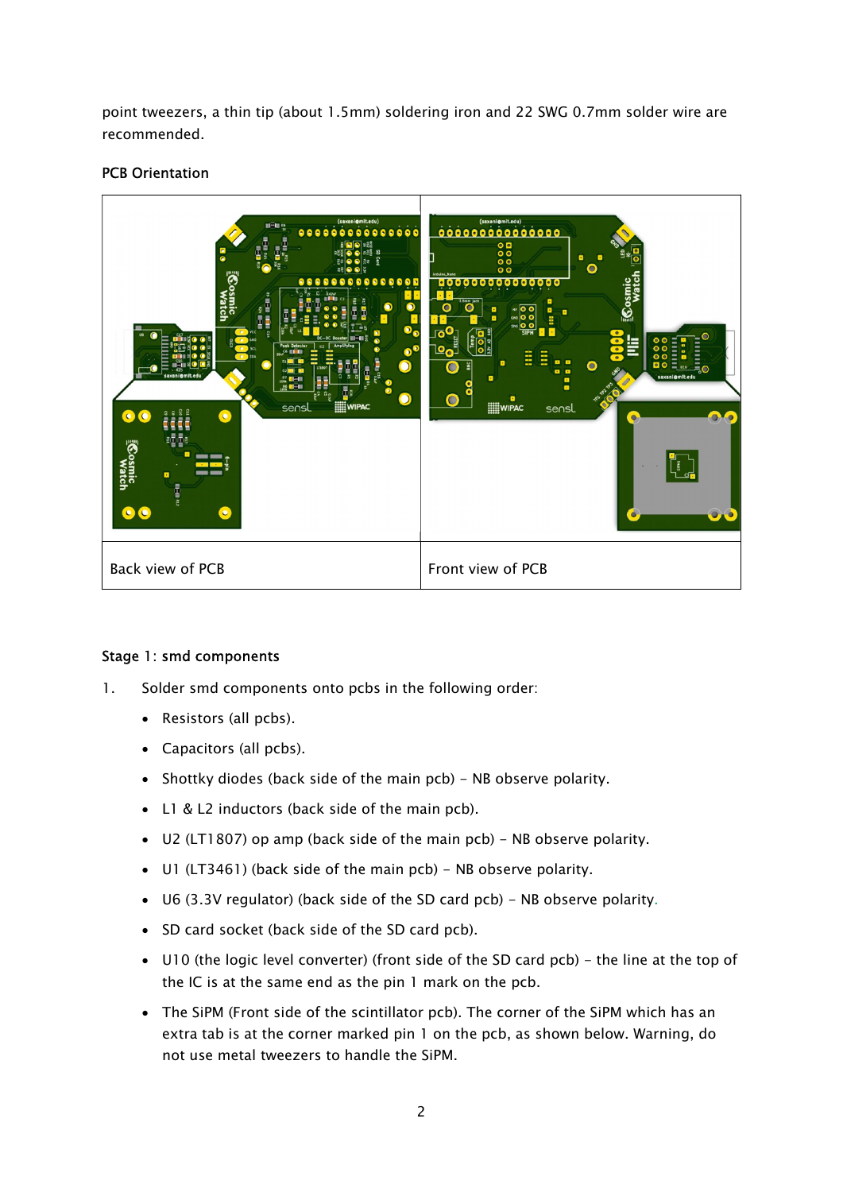point tweezers, a thin tip (about 1.5mm) soldering iron and 22 SWG 0.7mm solder wire are recommended.

PCB Orientation

| Back view of PCB | Front view of PCB |
|---|---|

Stage 1: smd components

1. Solder smd components onto pcbs in the following order:
   - Resistors (all pcbs).
   - Capacitors (all pcbs).
   - Shottky diodes (back side of the main pcb) – NB observe polarity.
   - L1 & L2 inductors (back side of the main pcb).
   - U2 (LT1807) op amp (back side of the main pcb) – NB observe polarity.
   - U1 (LT3461) (back side of the main pcb) – NB observe polarity.
   - U6 (3.3V regulator) (back side of the SD card pcb) – NB observe polarity.
   - SD card socket (back side of the SD card pcb).
   - U10 (the logic level converter) (front side of the SD card pcb) – the line at the top of the IC is at the same end as the pin 1 mark on the pcb.
   - The SiPM (Front side of the scintillator pcb). The corner of the SiPM which has an extra tab is at the corner marked pin 1 on the pcb, as shown below. Warning, do not use metal tweezers to handle the SiPM.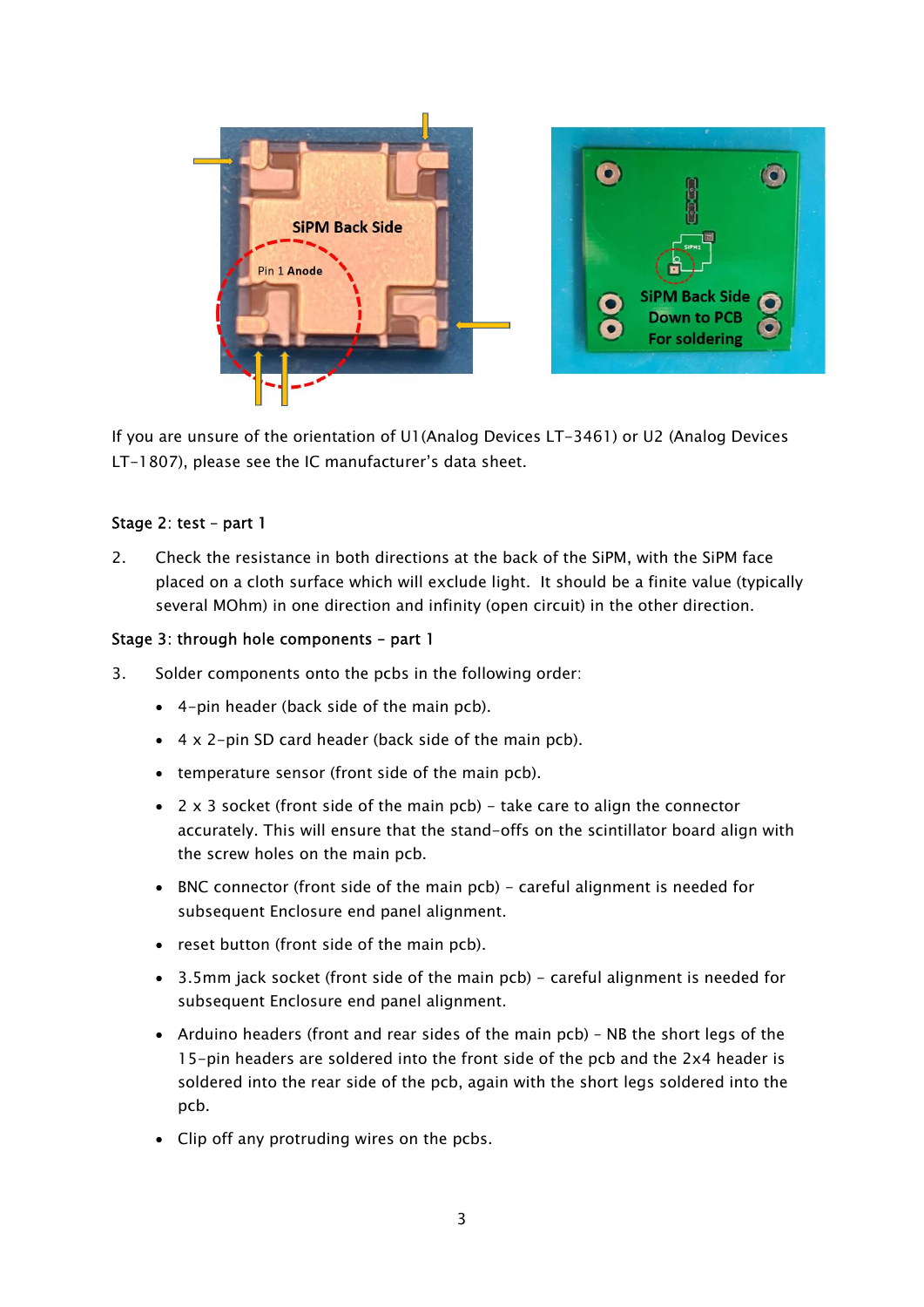If you are unsure of the orientation of U1(Analog Devices LT-3461) or U2 (Analog Devices LT-1807), please see the IC manufacturer's data sheet.

Stage 2: test – part 1

2. Check the resistance in both directions at the back of the SiPM, with the SiPM face placed on a cloth surface which will exclude light. It should be a finite value (typically several MOhm) in one direction and infinity (open circuit) in the other direction.

Stage 3: through hole components – part 1

3. Solder components onto the pcbs in the following order:

- 4-pin header (back side of the main pcb).
- 4 x 2-pin SD card header (back side of the main pcb).
- temperature sensor (front side of the main pcb).
- 2 x 3 socket (front side of the main pcb) – take care to align the connector accurately. This will ensure that the stand-offs on the scintillator board align with the screw holes on the main pcb.
- BNC connector (front side of the main pcb) – careful alignment is needed for subsequent Enclosure end panel alignment.
- reset button (front side of the main pcb).
- 3.5mm jack socket (front side of the main pcb) – careful alignment is needed for subsequent Enclosure end panel alignment.
- Arduino headers (front and rear sides of the main pcb) – NB the short legs of the 15-pin headers are soldered into the front side of the pcb and the 2x4 header is soldered into the rear side of the pcb, again with the short legs soldered into the pcb.
- Clip off any protruding wires on the pcbs.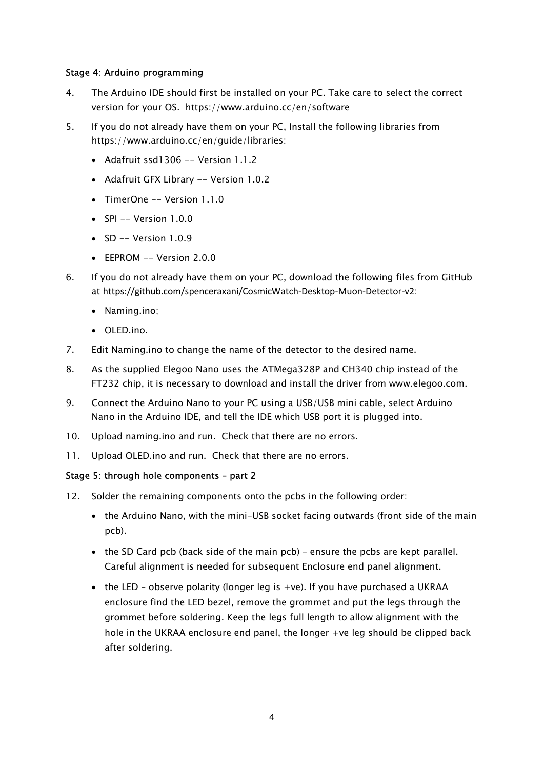### Stage 4: Arduino programming

4. The Arduino IDE should first be installed on your PC. Take care to select the correct version for your OS. https://www.arduino.cc/en/software
5. If you do not already have them on your PC, Install the following libraries from https://www.arduino.cc/en/guide/libraries:
   - Adafruit ssd1306 -- Version 1.1.2
   - Adafruit GFX Library -- Version 1.0.2
   - TimerOne -- Version 1.1.0
   - SPI -- Version 1.0.0
   - SD -- Version 1.0.9
   - EEPROM -- Version 2.0.0
6. If you do not already have them on your PC, download the following files from GitHub at https://github.com/spenceraxani/CosmicWatch-Desktop-Muon-Detector-v2:
   - Naming.ino;
   - OLED.ino.
7. Edit Naming.ino to change the name of the detector to the desired name.
8. As the supplied Elegoo Nano uses the ATMega328P and CH340 chip instead of the FT232 chip, it is necessary to download and install the driver from www.elegoo.com.
9. Connect the Arduino Nano to your PC using a USB/USB mini cable, select Arduino Nano in the Arduino IDE, and tell the IDE which USB port it is plugged into.
10. Upload naming.ino and run. Check that there are no errors.
11. Upload OLED.ino and run. Check that there are no errors.

### Stage 5: through hole components – part 2

12. Solder the remaining components onto the pcbs in the following order:
    - the Arduino Nano, with the mini-USB socket facing outwards (front side of the main pcb).
    - the SD Card pcb (back side of the main pcb) – ensure the pcbs are kept parallel. Careful alignment is needed for subsequent Enclosure end panel alignment.
    - the LED – observe polarity (longer leg is +ve). If you have purchased a UKRAA enclosure find the LED bezel, remove the grommet and put the legs through the grommet before soldering. Keep the legs full length to allow alignment with the hole in the UKRAA enclosure end panel, the longer +ve leg should be clipped back after soldering.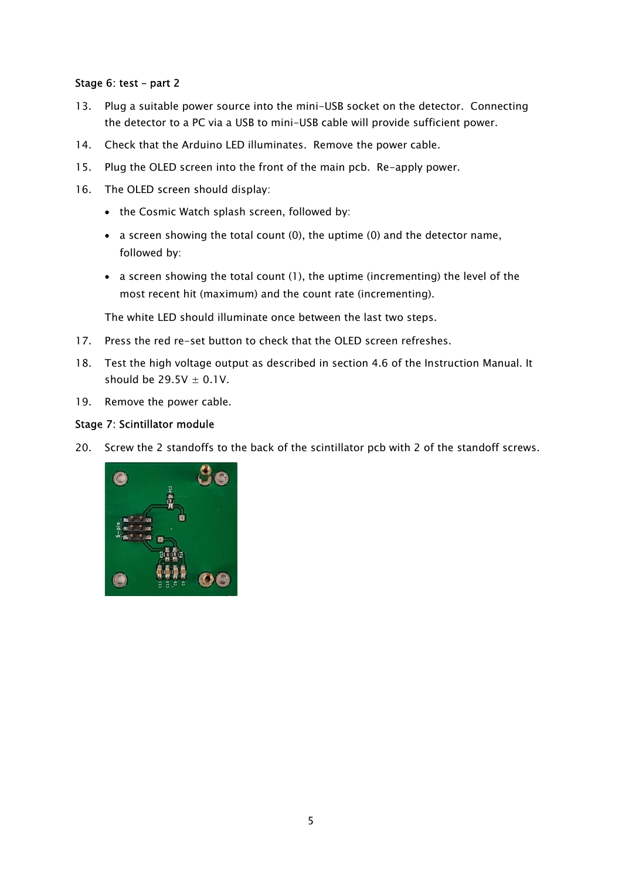**Stage 6: test – part 2**

13. Plug a suitable power source into the mini-USB socket on the detector. Connecting the detector to a PC via a USB to mini-USB cable will provide sufficient power.

14. Check that the Arduino LED illuminates. Remove the power cable.

15. Plug the OLED screen into the front of the main pcb. Re-apply power.

16. The OLED screen should display:

    - the Cosmic Watch splash screen, followed by:
    - a screen showing the total count (0), the uptime (0) and the detector name, followed by:
    - a screen showing the total count (1), the uptime (incrementing) the level of the most recent hit (maximum) and the count rate (incrementing).

    The white LED should illuminate once between the last two steps.

17. Press the red re-set button to check that the OLED screen refreshes.

18. Test the high voltage output as described in section 4.6 of the Instruction Manual. It should be 29.5V ± 0.1V.

19. Remove the power cable.

**Stage 7: Scintillator module**

20. Screw the 2 standoffs to the back of the scintillator pcb with 2 of the standoff screws.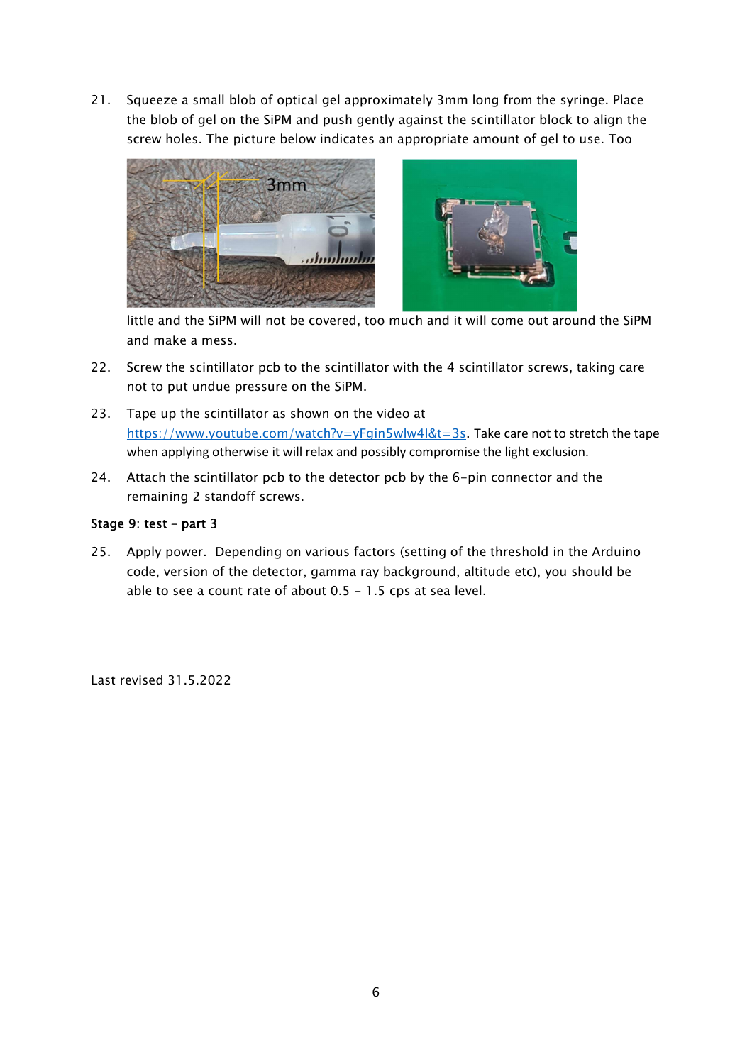21. Squeeze a small blob of optical gel approximately 3mm long from the syringe. Place the blob of gel on the SiPM and push gently against the scintillator block to align the screw holes. The picture below indicates an appropriate amount of gel to use. Too little and the SiPM will not be covered, too much and it will come out around the SiPM and make a mess.

22. Screw the scintillator pcb to the scintillator with the 4 scintillator screws, taking care not to put undue pressure on the SiPM.

23. Tape up the scintillator as shown on the video at [https://www.youtube.com/watch?v=yFgin5wlw4I&t=3s](https://www.youtube.com/watch?v=yFgin5wlw4I&t=3s). Take care not to stretch the tape when applying otherwise it will relax and possibly compromise the light exclusion.

24. Attach the scintillator pcb to the detector pcb by the 6-pin connector and the remaining 2 standoff screws.

**Stage 9: test – part 3**

25. Apply power. Depending on various factors (setting of the threshold in the Arduino code, version of the detector, gamma ray background, altitude etc), you should be able to see a count rate of about 0.5 – 1.5 cps at sea level.

Last revised 31.5.2022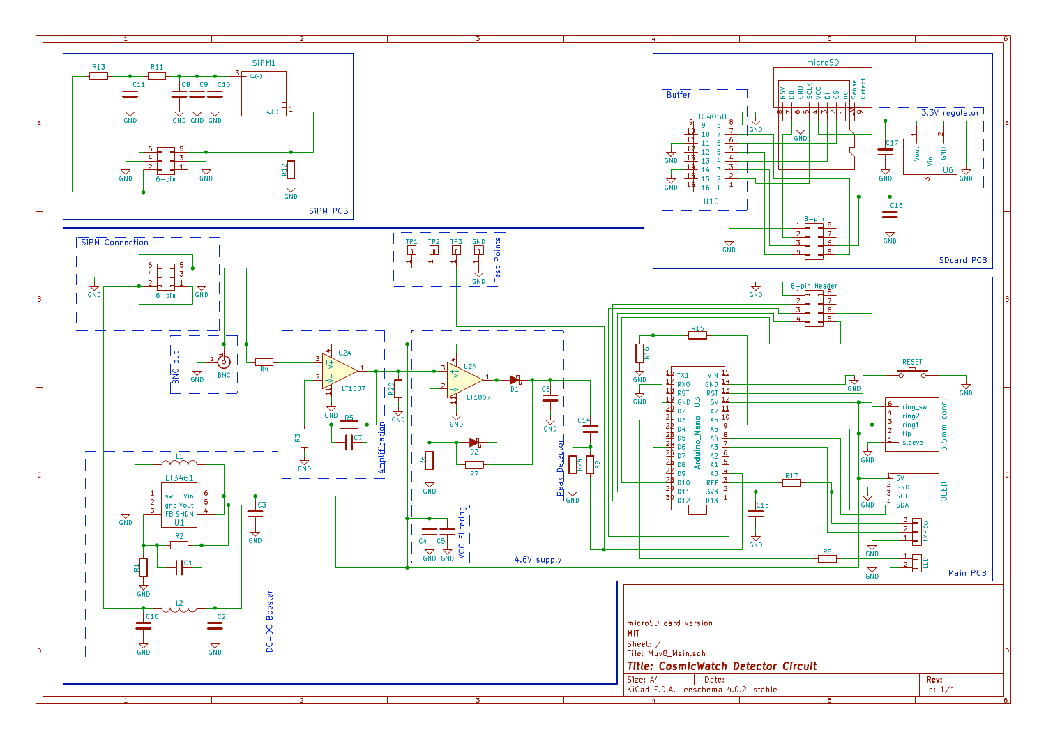SiPM1

SiPM PCB

microSD

Buffer

HC4050

U10

3.3V regulator

U6

SDcard PCB

SiPM Connection

Test Points

BNC out

Amplification

Peak Detector

VCC Filtering

4.6V supply

DC-DC Booster

LT3461

U1

Arduino_Nano

U3

8-pin Header

RESET

3.5mm conn.

OLED

TMP36

LED

Main PCB

microSD card version

MIT

Sheet: /

File: Muv8_Main.sch

**Title: CosmicWatch Detector Circuit**

| | | |
|---|---|---|
| Size: A4 | Date: | Rev: |
| KiCad E.D.A. eeschema 4.0.2-stable | | Id: 1/1 |